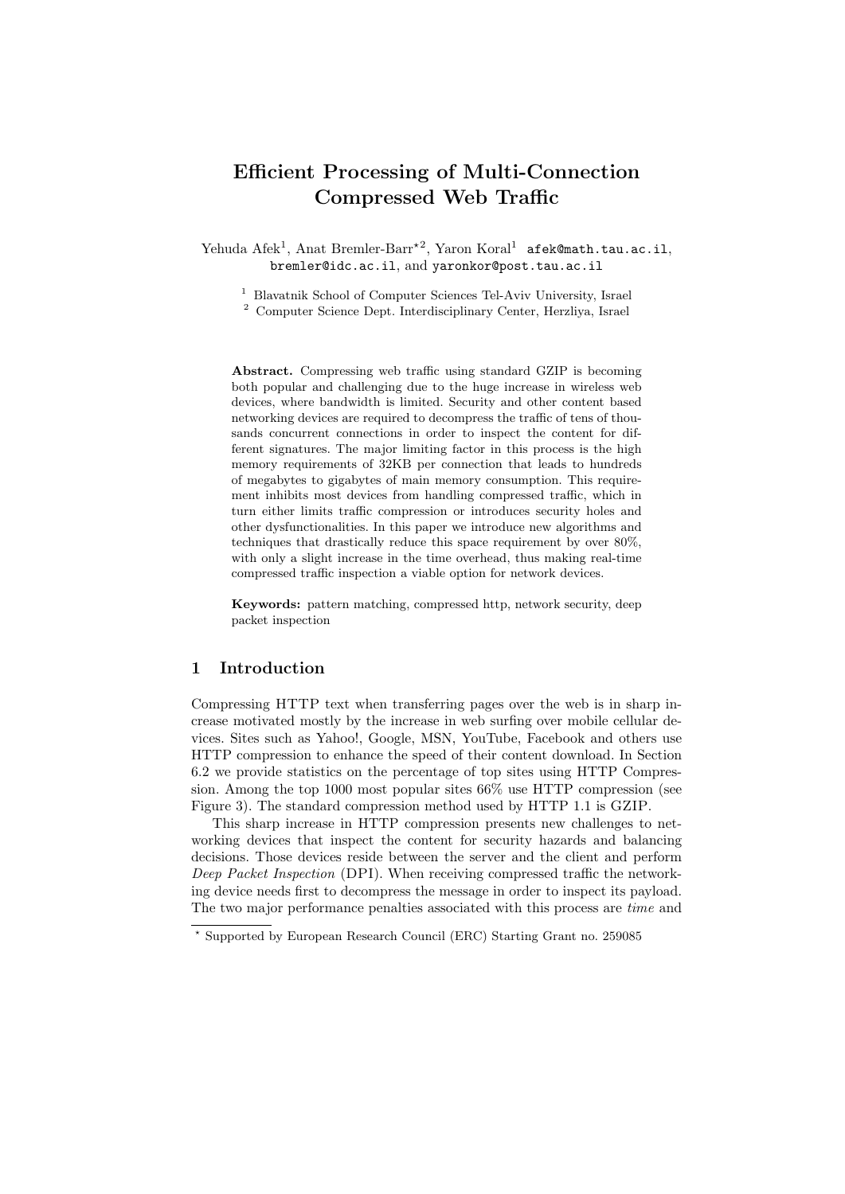# Efficient Processing of Multi-Connection Compressed Web Traffic

Yehuda Afek[1], Anat Bremler-Barr[⋆2], Yaron Koral[1] afek@math.tau.ac.il, bremler@idc.ac.il, and yaronkor@post.tau.ac.il

[1] Blavatnik School of Computer Sciences Tel-Aviv University, Israel
[2] Computer Science Dept. Interdisciplinary Center, Herzliya, Israel

**Abstract.** Compressing web traffic using standard GZIP is becoming both popular and challenging due to the huge increase in wireless web devices, where bandwidth is limited. Security and other content based networking devices are required to decompress the traffic of tens of thousands concurrent connections in order to inspect the content for different signatures. The major limiting factor in this process is the high memory requirements of 32KB per connection that leads to hundreds of megabytes to gigabytes of main memory consumption. This requirement inhibits most devices from handling compressed traffic, which in turn either limits traffic compression or introduces security holes and other dysfunctionalities. In this paper we introduce new algorithms and techniques that drastically reduce this space requirement by over 80%, with only a slight increase in the time overhead, thus making real-time compressed traffic inspection a viable option for network devices.

**Keywords:** pattern matching, compressed http, network security, deep packet inspection

## 1 Introduction

Compressing HTTP text when transferring pages over the web is in sharp increase motivated mostly by the increase in web surfing over mobile cellular devices. Sites such as Yahoo!, Google, MSN, YouTube, Facebook and others use HTTP compression to enhance the speed of their content download. In Section 6.2 we provide statistics on the percentage of top sites using HTTP Compression. Among the top 1000 most popular sites 66% use HTTP compression (see Figure 3). The standard compression method used by HTTP 1.1 is GZIP.

This sharp increase in HTTP compression presents new challenges to networking devices that inspect the content for security hazards and balancing decisions. Those devices reside between the server and the client and perform *Deep Packet Inspection* (DPI). When receiving compressed traffic the networking device needs first to decompress the message in order to inspect its payload. The two major performance penalties associated with this process are *time* and

⋆ Supported by European Research Council (ERC) Starting Grant no. 259085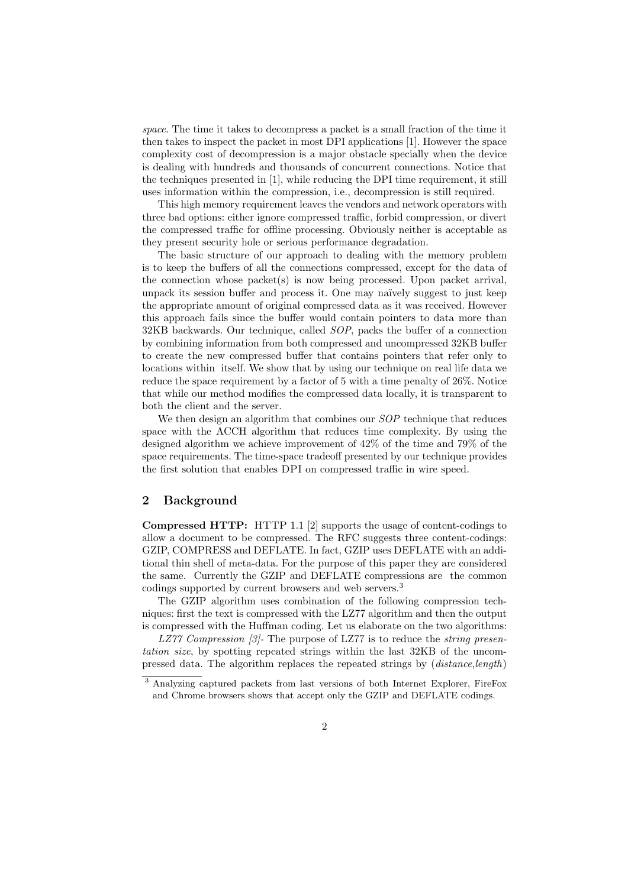*space*. The time it takes to decompress a packet is a small fraction of the time it then takes to inspect the packet in most DPI applications [1]. However the space complexity cost of decompression is a major obstacle specially when the device is dealing with hundreds and thousands of concurrent connections. Notice that the techniques presented in [1], while reducing the DPI time requirement, it still uses information within the compression, i.e., decompression is still required.

This high memory requirement leaves the vendors and network operators with three bad options: either ignore compressed traffic, forbid compression, or divert the compressed traffic for offline processing. Obviously neither is acceptable as they present security hole or serious performance degradation.

The basic structure of our approach to dealing with the memory problem is to keep the buffers of all the connections compressed, except for the data of the connection whose packet(s) is now being processed. Upon packet arrival, unpack its session buffer and process it. One may naïvely suggest to just keep the appropriate amount of original compressed data as it was received. However this approach fails since the buffer would contain pointers to data more than 32KB backwards. Our technique, called *SOP*, packs the buffer of a connection by combining information from both compressed and uncompressed 32KB buffer to create the new compressed buffer that contains pointers that refer only to locations within itself. We show that by using our technique on real life data we reduce the space requirement by a factor of 5 with a time penalty of 26%. Notice that while our method modifies the compressed data locally, it is transparent to both the client and the server.

We then design an algorithm that combines our *SOP* technique that reduces space with the ACCH algorithm that reduces time complexity. By using the designed algorithm we achieve improvement of 42% of the time and 79% of the space requirements. The time-space tradeoff presented by our technique provides the first solution that enables DPI on compressed traffic in wire speed.

## 2 Background

**Compressed HTTP:** HTTP 1.1 [2] supports the usage of content-codings to allow a document to be compressed. The RFC suggests three content-codings: GZIP, COMPRESS and DEFLATE. In fact, GZIP uses DEFLATE with an additional thin shell of meta-data. For the purpose of this paper they are considered the same. Currently the GZIP and DEFLATE compressions are the common codings supported by current browsers and web servers.[3]

The GZIP algorithm uses combination of the following compression techniques: first the text is compressed with the LZ77 algorithm and then the output is compressed with the Huffman coding. Let us elaborate on the two algorithms:

*LZ77 Compression [3]*- The purpose of LZ77 is to reduce the *string presentation size*, by spotting repeated strings within the last 32KB of the uncompressed data. The algorithm replaces the repeated strings by (*distance*,*length*)

[3] Analyzing captured packets from last versions of both Internet Explorer, FireFox and Chrome browsers shows that accept only the GZIP and DEFLATE codings.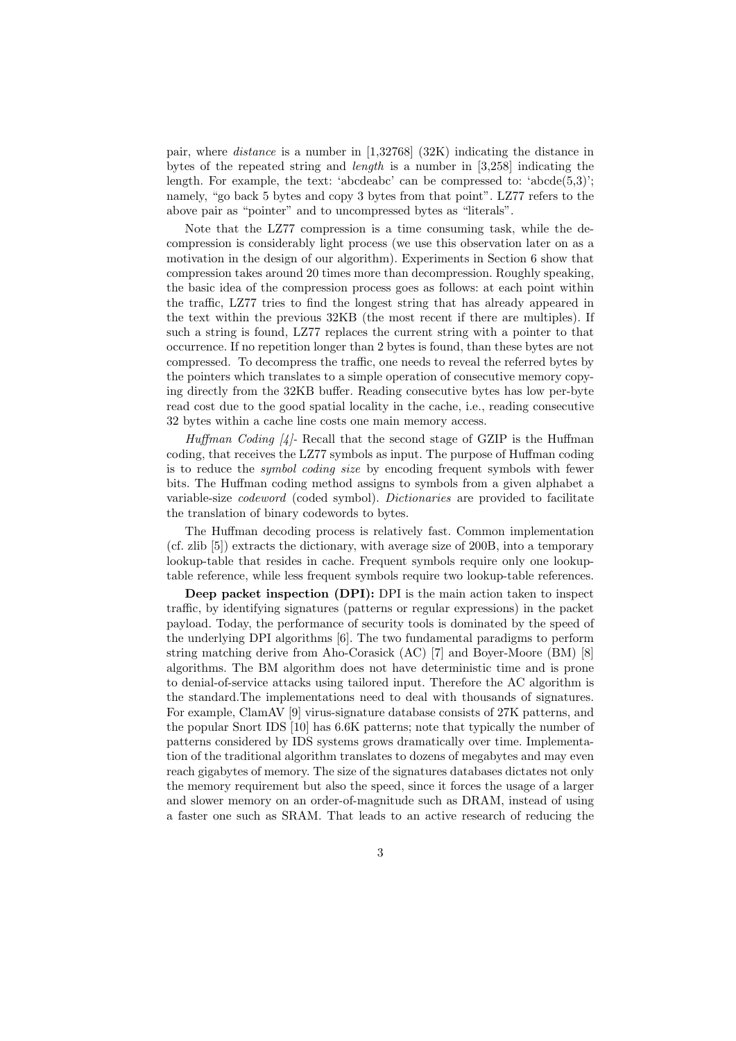pair, where *distance* is a number in [1,32768] (32K) indicating the distance in bytes of the repeated string and *length* is a number in [3,258] indicating the length. For example, the text: 'abcdeabc' can be compressed to: 'abcde(5,3)'; namely, "go back 5 bytes and copy 3 bytes from that point". LZ77 refers to the above pair as "pointer" and to uncompressed bytes as "literals".

Note that the LZ77 compression is a time consuming task, while the decompression is considerably light process (we use this observation later on as a motivation in the design of our algorithm). Experiments in Section 6 show that compression takes around 20 times more than decompression. Roughly speaking, the basic idea of the compression process goes as follows: at each point within the traffic, LZ77 tries to find the longest string that has already appeared in the text within the previous 32KB (the most recent if there are multiples). If such a string is found, LZ77 replaces the current string with a pointer to that occurrence. If no repetition longer than 2 bytes is found, than these bytes are not compressed. To decompress the traffic, one needs to reveal the referred bytes by the pointers which translates to a simple operation of consecutive memory copying directly from the 32KB buffer. Reading consecutive bytes has low per-byte read cost due to the good spatial locality in the cache, i.e., reading consecutive 32 bytes within a cache line costs one main memory access.

*Huffman Coding [4]*- Recall that the second stage of GZIP is the Huffman coding, that receives the LZ77 symbols as input. The purpose of Huffman coding is to reduce the *symbol coding size* by encoding frequent symbols with fewer bits. The Huffman coding method assigns to symbols from a given alphabet a variable-size *codeword* (coded symbol). *Dictionaries* are provided to facilitate the translation of binary codewords to bytes.

The Huffman decoding process is relatively fast. Common implementation (cf. zlib [5]) extracts the dictionary, with average size of 200B, into a temporary lookup-table that resides in cache. Frequent symbols require only one lookup-table reference, while less frequent symbols require two lookup-table references.

**Deep packet inspection (DPI):** DPI is the main action taken to inspect traffic, by identifying signatures (patterns or regular expressions) in the packet payload. Today, the performance of security tools is dominated by the speed of the underlying DPI algorithms [6]. The two fundamental paradigms to perform string matching derive from Aho-Corasick (AC) [7] and Boyer-Moore (BM) [8] algorithms. The BM algorithm does not have deterministic time and is prone to denial-of-service attacks using tailored input. Therefore the AC algorithm is the standard.The implementations need to deal with thousands of signatures. For example, ClamAV [9] virus-signature database consists of 27K patterns, and the popular Snort IDS [10] has 6.6K patterns; note that typically the number of patterns considered by IDS systems grows dramatically over time. Implementation of the traditional algorithm translates to dozens of megabytes and may even reach gigabytes of memory. The size of the signatures databases dictates not only the memory requirement but also the speed, since it forces the usage of a larger and slower memory on an order-of-magnitude such as DRAM, instead of using a faster one such as SRAM. That leads to an active research of reducing the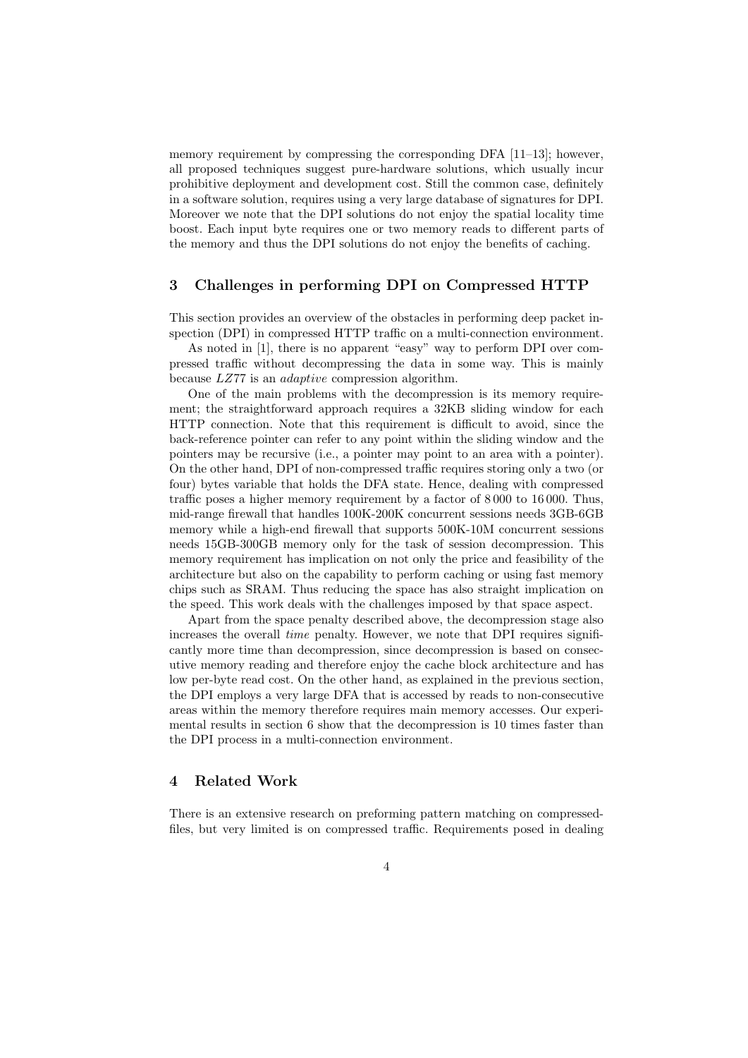memory requirement by compressing the corresponding DFA [11–13]; however, all proposed techniques suggest pure-hardware solutions, which usually incur prohibitive deployment and development cost. Still the common case, definitely in a software solution, requires using a very large database of signatures for DPI. Moreover we note that the DPI solutions do not enjoy the spatial locality time boost. Each input byte requires one or two memory reads to different parts of the memory and thus the DPI solutions do not enjoy the benefits of caching.

## 3 Challenges in performing DPI on Compressed HTTP

This section provides an overview of the obstacles in performing deep packet inspection (DPI) in compressed HTTP traffic on a multi-connection environment.

As noted in [1], there is no apparent "easy" way to perform DPI over compressed traffic without decompressing the data in some way. This is mainly because *LZ*77 is an *adaptive* compression algorithm.

One of the main problems with the decompression is its memory requirement; the straightforward approach requires a 32KB sliding window for each HTTP connection. Note that this requirement is difficult to avoid, since the back-reference pointer can refer to any point within the sliding window and the pointers may be recursive (i.e., a pointer may point to an area with a pointer). On the other hand, DPI of non-compressed traffic requires storing only a two (or four) bytes variable that holds the DFA state. Hence, dealing with compressed traffic poses a higher memory requirement by a factor of 8 000 to 16 000. Thus, mid-range firewall that handles 100K-200K concurrent sessions needs 3GB-6GB memory while a high-end firewall that supports 500K-10M concurrent sessions needs 15GB-300GB memory only for the task of session decompression. This memory requirement has implication on not only the price and feasibility of the architecture but also on the capability to perform caching or using fast memory chips such as SRAM. Thus reducing the space has also straight implication on the speed. This work deals with the challenges imposed by that space aspect.

Apart from the space penalty described above, the decompression stage also increases the overall *time* penalty. However, we note that DPI requires significantly more time than decompression, since decompression is based on consecutive memory reading and therefore enjoy the cache block architecture and has low per-byte read cost. On the other hand, as explained in the previous section, the DPI employs a very large DFA that is accessed by reads to non-consecutive areas within the memory therefore requires main memory accesses. Our experimental results in section 6 show that the decompression is 10 times faster than the DPI process in a multi-connection environment.

## 4 Related Work

There is an extensive research on preforming pattern matching on compressed-files, but very limited is on compressed traffic. Requirements posed in dealing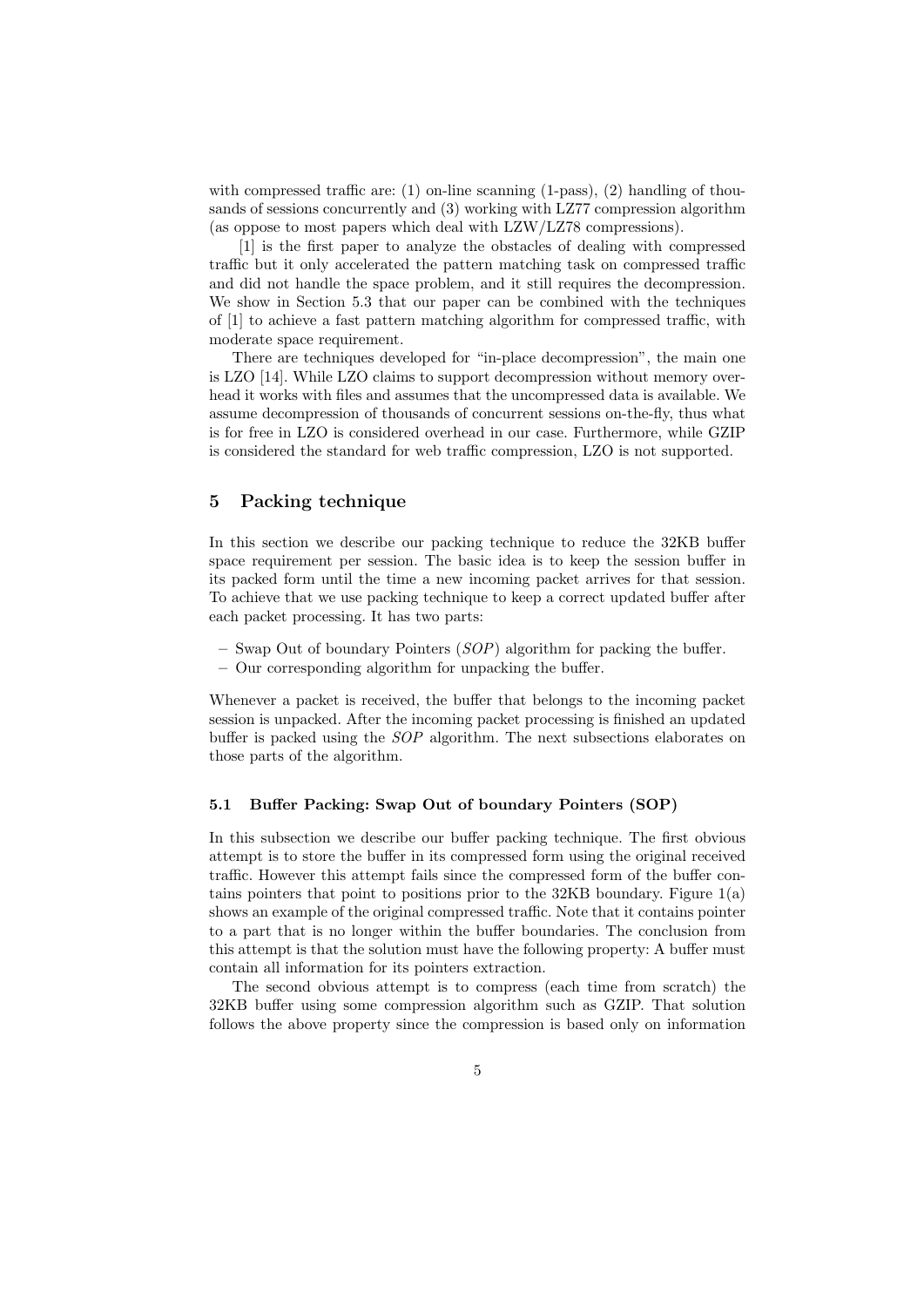with compressed traffic are: (1) on-line scanning (1-pass), (2) handling of thousands of sessions concurrently and (3) working with LZ77 compression algorithm (as oppose to most papers which deal with LZW/LZ78 compressions).

[1] is the first paper to analyze the obstacles of dealing with compressed traffic but it only accelerated the pattern matching task on compressed traffic and did not handle the space problem, and it still requires the decompression. We show in Section 5.3 that our paper can be combined with the techniques of [1] to achieve a fast pattern matching algorithm for compressed traffic, with moderate space requirement.

There are techniques developed for "in-place decompression", the main one is LZO [14]. While LZO claims to support decompression without memory overhead it works with files and assumes that the uncompressed data is available. We assume decompression of thousands of concurrent sessions on-the-fly, thus what is for free in LZO is considered overhead in our case. Furthermore, while GZIP is considered the standard for web traffic compression, LZO is not supported.

## 5 Packing technique

In this section we describe our packing technique to reduce the 32KB buffer space requirement per session. The basic idea is to keep the session buffer in its packed form until the time a new incoming packet arrives for that session. To achieve that we use packing technique to keep a correct updated buffer after each packet processing. It has two parts:

- Swap Out of boundary Pointers (*SOP*) algorithm for packing the buffer.
- Our corresponding algorithm for unpacking the buffer.

Whenever a packet is received, the buffer that belongs to the incoming packet session is unpacked. After the incoming packet processing is finished an updated buffer is packed using the *SOP* algorithm. The next subsections elaborates on those parts of the algorithm.

### 5.1 Buffer Packing: Swap Out of boundary Pointers (SOP)

In this subsection we describe our buffer packing technique. The first obvious attempt is to store the buffer in its compressed form using the original received traffic. However this attempt fails since the compressed form of the buffer contains pointers that point to positions prior to the 32KB boundary. Figure 1(a) shows an example of the original compressed traffic. Note that it contains pointer to a part that is no longer within the buffer boundaries. The conclusion from this attempt is that the solution must have the following property: A buffer must contain all information for its pointers extraction.

The second obvious attempt is to compress (each time from scratch) the 32KB buffer using some compression algorithm such as GZIP. That solution follows the above property since the compression is based only on information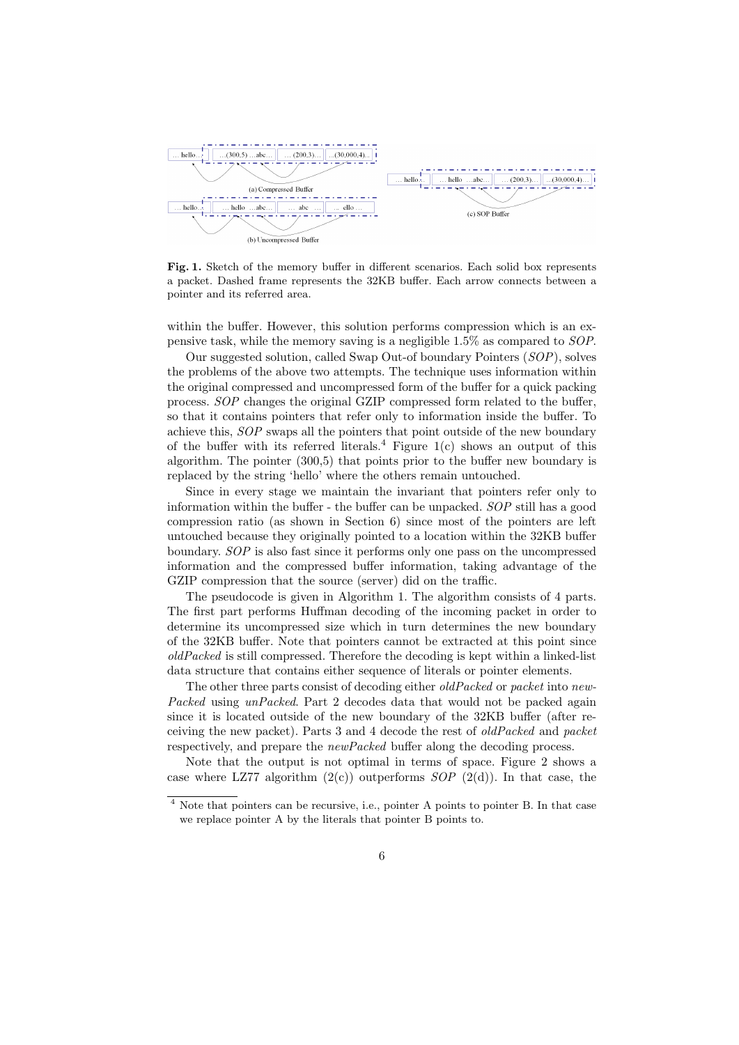**Fig. 1.** Sketch of the memory buffer in different scenarios. Each solid box represents a packet. Dashed frame represents the 32KB buffer. Each arrow connects between a pointer and its referred area.

within the buffer. However, this solution performs compression which is an expensive task, while the memory saving is a negligible 1.5% as compared to *SOP*.

Our suggested solution, called Swap Out-of boundary Pointers (*SOP*), solves the problems of the above two attempts. The technique uses information within the original compressed and uncompressed form of the buffer for a quick packing process. *SOP* changes the original GZIP compressed form related to the buffer, so that it contains pointers that refer only to information inside the buffer. To achieve this, *SOP* swaps all the pointers that point outside of the new boundary of the buffer with its referred literals.[4] Figure 1(c) shows an output of this algorithm. The pointer (300,5) that points prior to the buffer new boundary is replaced by the string 'hello' where the others remain untouched.

Since in every stage we maintain the invariant that pointers refer only to information within the buffer - the buffer can be unpacked. *SOP* still has a good compression ratio (as shown in Section 6) since most of the pointers are left untouched because they originally pointed to a location within the 32KB buffer boundary. *SOP* is also fast since it performs only one pass on the uncompressed information and the compressed buffer information, taking advantage of the GZIP compression that the source (server) did on the traffic.

The pseudocode is given in Algorithm 1. The algorithm consists of 4 parts. The first part performs Huffman decoding of the incoming packet in order to determine its uncompressed size which in turn determines the new boundary of the 32KB buffer. Note that pointers cannot be extracted at this point since *oldPacked* is still compressed. Therefore the decoding is kept within a linked-list data structure that contains either sequence of literals or pointer elements.

The other three parts consist of decoding either *oldPacked* or *packet* into *newPacked* using *unPacked*. Part 2 decodes data that would not be packed again since it is located outside of the new boundary of the 32KB buffer (after receiving the new packet). Parts 3 and 4 decode the rest of *oldPacked* and *packet* respectively, and prepare the *newPacked* buffer along the decoding process.

Note that the output is not optimal in terms of space. Figure 2 shows a case where LZ77 algorithm (2(c)) outperforms *SOP* (2(d)). In that case, the

[4] Note that pointers can be recursive, i.e., pointer A points to pointer B. In that case we replace pointer A by the literals that pointer B points to.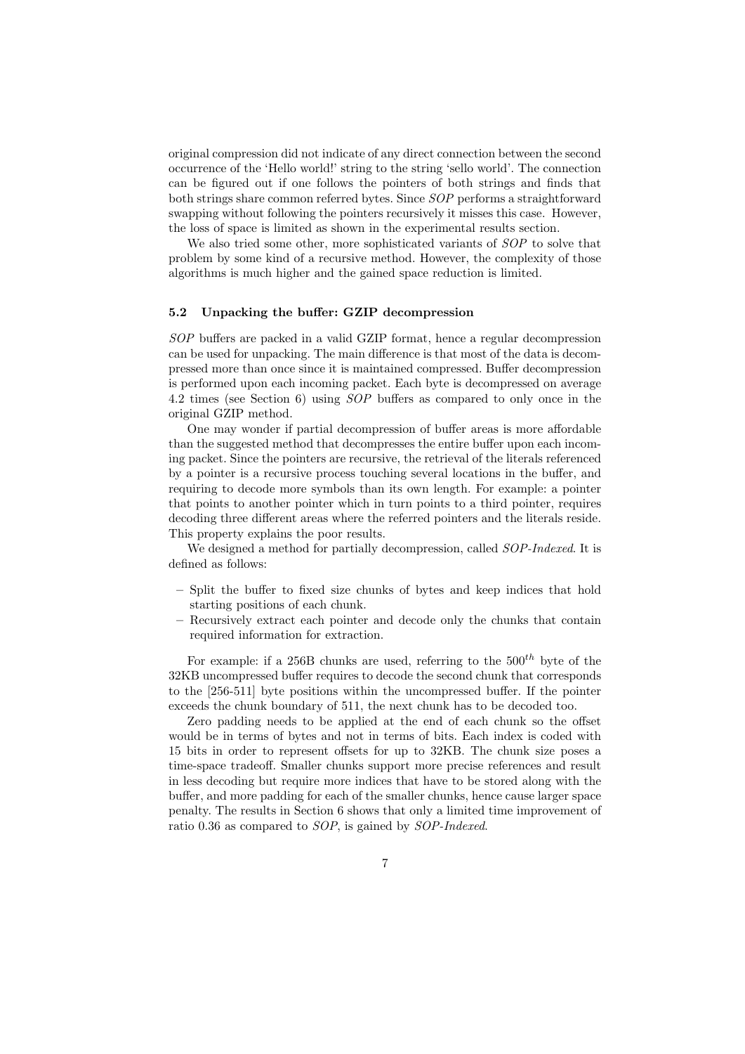original compression did not indicate of any direct connection between the second occurrence of the 'Hello world!' string to the string 'sello world'. The connection can be figured out if one follows the pointers of both strings and finds that both strings share common referred bytes. Since *SOP* performs a straightforward swapping without following the pointers recursively it misses this case. However, the loss of space is limited as shown in the experimental results section.

We also tried some other, more sophisticated variants of *SOP* to solve that problem by some kind of a recursive method. However, the complexity of those algorithms is much higher and the gained space reduction is limited.

### 5.2 Unpacking the buffer: GZIP decompression

*SOP* buffers are packed in a valid GZIP format, hence a regular decompression can be used for unpacking. The main difference is that most of the data is decompressed more than once since it is maintained compressed. Buffer decompression is performed upon each incoming packet. Each byte is decompressed on average 4.2 times (see Section 6) using *SOP* buffers as compared to only once in the original GZIP method.

One may wonder if partial decompression of buffer areas is more affordable than the suggested method that decompresses the entire buffer upon each incoming packet. Since the pointers are recursive, the retrieval of the literals referenced by a pointer is a recursive process touching several locations in the buffer, and requiring to decode more symbols than its own length. For example: a pointer that points to another pointer which in turn points to a third pointer, requires decoding three different areas where the referred pointers and the literals reside. This property explains the poor results.

We designed a method for partially decompression, called *SOP-Indexed*. It is defined as follows:

- Split the buffer to fixed size chunks of bytes and keep indices that hold starting positions of each chunk.
- Recursively extract each pointer and decode only the chunks that contain required information for extraction.

For example: if a 256B chunks are used, referring to the $500^{th}$ byte of the 32KB uncompressed buffer requires to decode the second chunk that corresponds to the [256-511] byte positions within the uncompressed buffer. If the pointer exceeds the chunk boundary of 511, the next chunk has to be decoded too.

Zero padding needs to be applied at the end of each chunk so the offset would be in terms of bytes and not in terms of bits. Each index is coded with 15 bits in order to represent offsets for up to 32KB. The chunk size poses a time-space tradeoff. Smaller chunks support more precise references and result in less decoding but require more indices that have to be stored along with the buffer, and more padding for each of the smaller chunks, hence cause larger space penalty. The results in Section 6 shows that only a limited time improvement of ratio 0.36 as compared to *SOP*, is gained by *SOP-Indexed*.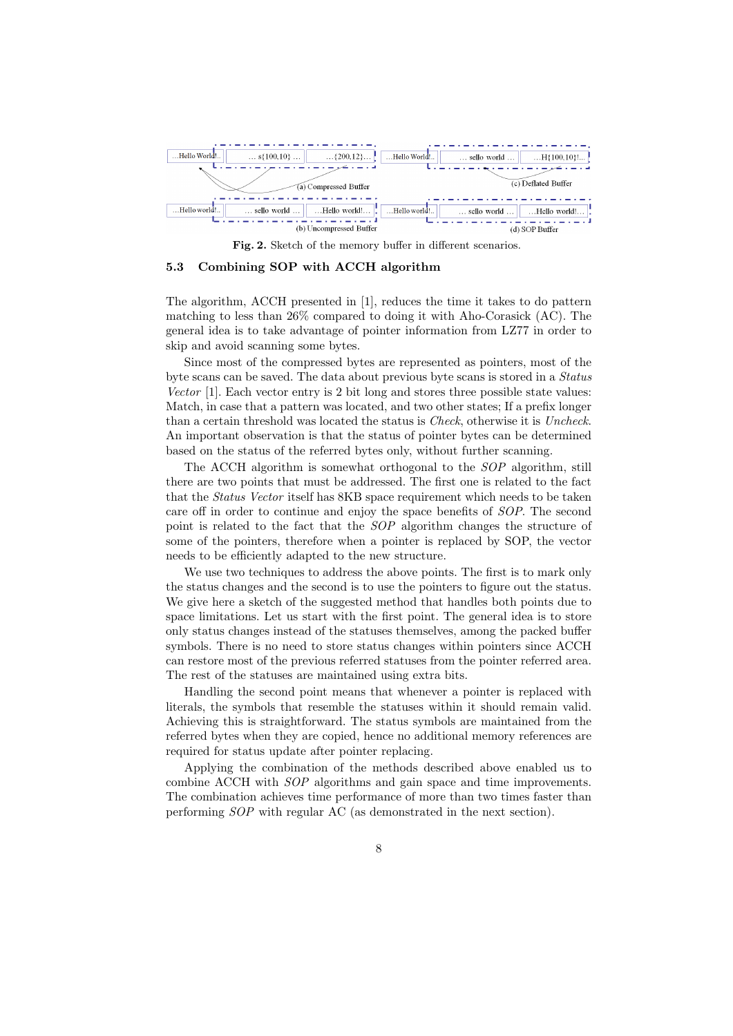...Hello World!..

... s{100,10} ...

...{200,12}...

(a) Compressed Buffer

...Hello World!..

... sello world ...

...H{100,10}!...

(c) Deflated Buffer

...Hello world!..

... sello world ...

...Hello world!...

(b) Uncompressed Buffer

...Hello world!..

... sello world ...

...Hello world!...

(d) SOP Buffer

**Fig. 2.** Sketch of the memory buffer in different scenarios.

### 5.3 Combining SOP with ACCH algorithm

The algorithm, ACCH presented in [1], reduces the time it takes to do pattern matching to less than 26% compared to doing it with Aho-Corasick (AC). The general idea is to take advantage of pointer information from LZ77 in order to skip and avoid scanning some bytes.

Since most of the compressed bytes are represented as pointers, most of the byte scans can be saved. The data about previous byte scans is stored in a *Status Vector* [1]. Each vector entry is 2 bit long and stores three possible state values: Match, in case that a pattern was located, and two other states; If a prefix longer than a certain threshold was located the status is *Check*, otherwise it is *Uncheck*. An important observation is that the status of pointer bytes can be determined based on the status of the referred bytes only, without further scanning.

The ACCH algorithm is somewhat orthogonal to the *SOP* algorithm, still there are two points that must be addressed. The first one is related to the fact that the *Status Vector* itself has 8KB space requirement which needs to be taken care off in order to continue and enjoy the space benefits of *SOP*. The second point is related to the fact that the *SOP* algorithm changes the structure of some of the pointers, therefore when a pointer is replaced by SOP, the vector needs to be efficiently adapted to the new structure.

We use two techniques to address the above points. The first is to mark only the status changes and the second is to use the pointers to figure out the status. We give here a sketch of the suggested method that handles both points due to space limitations. Let us start with the first point. The general idea is to store only status changes instead of the statuses themselves, among the packed buffer symbols. There is no need to store status changes within pointers since ACCH can restore most of the previous referred statuses from the pointer referred area. The rest of the statuses are maintained using extra bits.

Handling the second point means that whenever a pointer is replaced with literals, the symbols that resemble the statuses within it should remain valid. Achieving this is straightforward. The status symbols are maintained from the referred bytes when they are copied, hence no additional memory references are required for status update after pointer replacing.

Applying the combination of the methods described above enabled us to combine ACCH with *SOP* algorithms and gain space and time improvements. The combination achieves time performance of more than two times faster than performing *SOP* with regular AC (as demonstrated in the next section).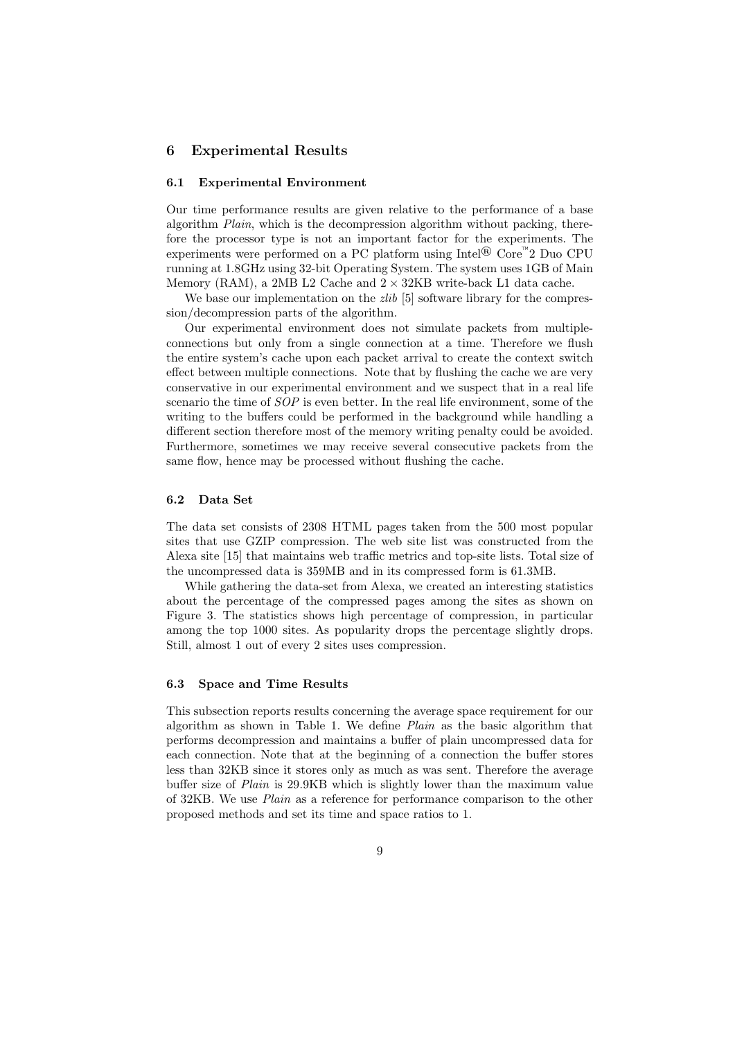## 6 Experimental Results

### 6.1 Experimental Environment

Our time performance results are given relative to the performance of a base algorithm *Plain*, which is the decompression algorithm without packing, therefore the processor type is not an important factor for the experiments. The experiments were performed on a PC platform using Intel® Core™2 Duo CPU running at 1.8GHz using 32-bit Operating System. The system uses 1GB of Main Memory (RAM), a 2MB L2 Cache and $2 \times 32$KB write-back L1 data cache.

We base our implementation on the *zlib* [5] software library for the compression/decompression parts of the algorithm.

Our experimental environment does not simulate packets from multiple-connections but only from a single connection at a time. Therefore we flush the entire system's cache upon each packet arrival to create the context switch effect between multiple connections. Note that by flushing the cache we are very conservative in our experimental environment and we suspect that in a real life scenario the time of *SOP* is even better. In the real life environment, some of the writing to the buffers could be performed in the background while handling a different section therefore most of the memory writing penalty could be avoided. Furthermore, sometimes we may receive several consecutive packets from the same flow, hence may be processed without flushing the cache.

### 6.2 Data Set

The data set consists of 2308 HTML pages taken from the 500 most popular sites that use GZIP compression. The web site list was constructed from the Alexa site [15] that maintains web traffic metrics and top-site lists. Total size of the uncompressed data is 359MB and in its compressed form is 61.3MB.

While gathering the data-set from Alexa, we created an interesting statistics about the percentage of the compressed pages among the sites as shown on Figure 3. The statistics shows high percentage of compression, in particular among the top 1000 sites. As popularity drops the percentage slightly drops. Still, almost 1 out of every 2 sites uses compression.

### 6.3 Space and Time Results

This subsection reports results concerning the average space requirement for our algorithm as shown in Table 1. We define *Plain* as the basic algorithm that performs decompression and maintains a buffer of plain uncompressed data for each connection. Note that at the beginning of a connection the buffer stores less than 32KB since it stores only as much as was sent. Therefore the average buffer size of *Plain* is 29.9KB which is slightly lower than the maximum value of 32KB. We use *Plain* as a reference for performance comparison to the other proposed methods and set its time and space ratios to 1.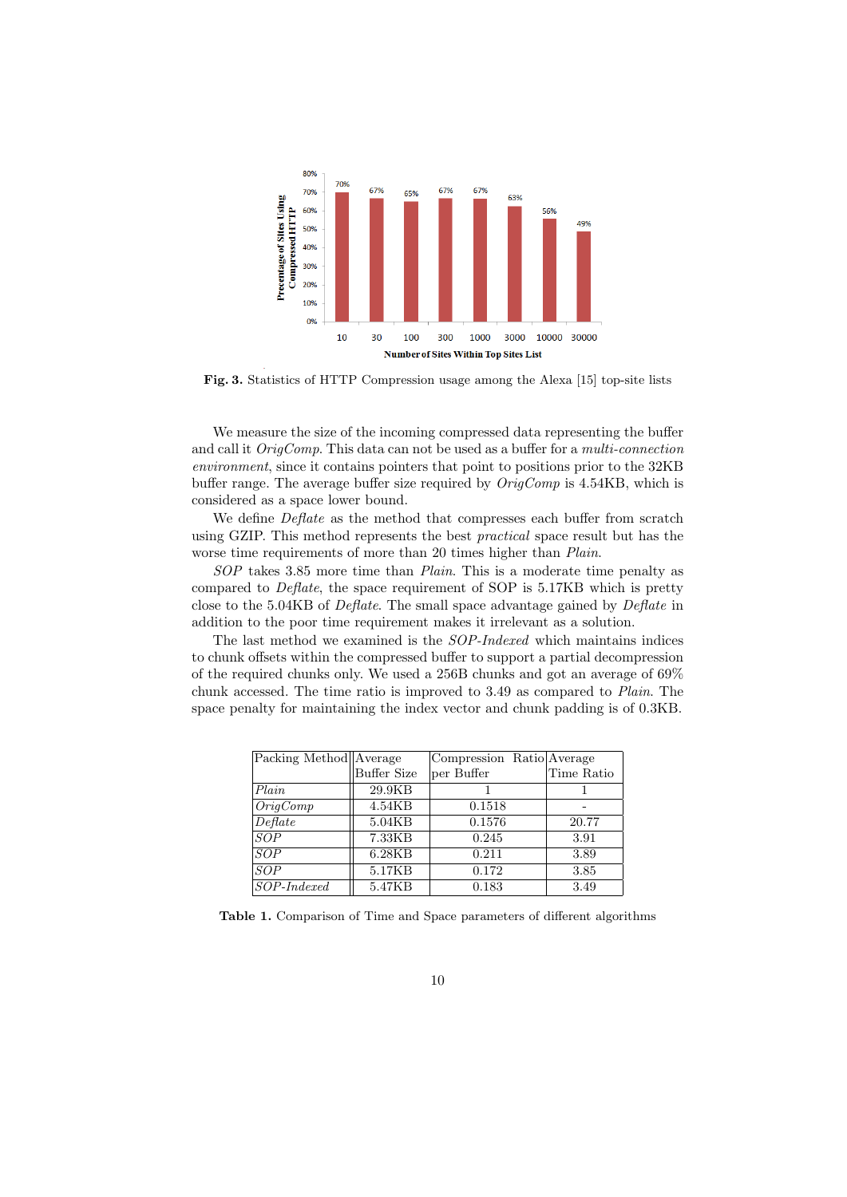Fig. 3. Statistics of HTTP Compression usage among the Alexa [15] top-site lists

We measure the size of the incoming compressed data representing the buffer and call it *OrigComp*. This data can not be used as a buffer for a *multi-connection environment*, since it contains pointers that point to positions prior to the 32KB buffer range. The average buffer size required by *OrigComp* is 4.54KB, which is considered as a space lower bound.

We define *Deflate* as the method that compresses each buffer from scratch using GZIP. This method represents the best *practical* space result but has the worse time requirements of more than 20 times higher than *Plain*.

*SOP* takes 3.85 more time than *Plain*. This is a moderate time penalty as compared to *Deflate*, the space requirement of SOP is 5.17KB which is pretty close to the 5.04KB of *Deflate*. The small space advantage gained by *Deflate* in addition to the poor time requirement makes it irrelevant as a solution.

The last method we examined is the *SOP-Indexed* which maintains indices to chunk offsets within the compressed buffer to support a partial decompression of the required chunks only. We used a 256B chunks and got an average of 69% chunk accessed. The time ratio is improved to 3.49 as compared to *Plain*. The space penalty for maintaining the index vector and chunk padding is of 0.3KB.

| Packing Method | Average Buffer Size | Compression Ratio per Buffer | Average Time Ratio |
|---|---|---|---|
| *Plain* | 29.9KB | 1 | 1 |
| *OrigComp* | 4.54KB | 0.1518 | - |
| *Deflate* | 5.04KB | 0.1576 | 20.77 |
| *SOP* | 7.33KB | 0.245 | 3.91 |
| *SOP* | 6.28KB | 0.211 | 3.89 |
| *SOP* | 5.17KB | 0.172 | 3.85 |
| *SOP-Indexed* | 5.47KB | 0.183 | 3.49 |

**Table 1.** Comparison of Time and Space parameters of different algorithms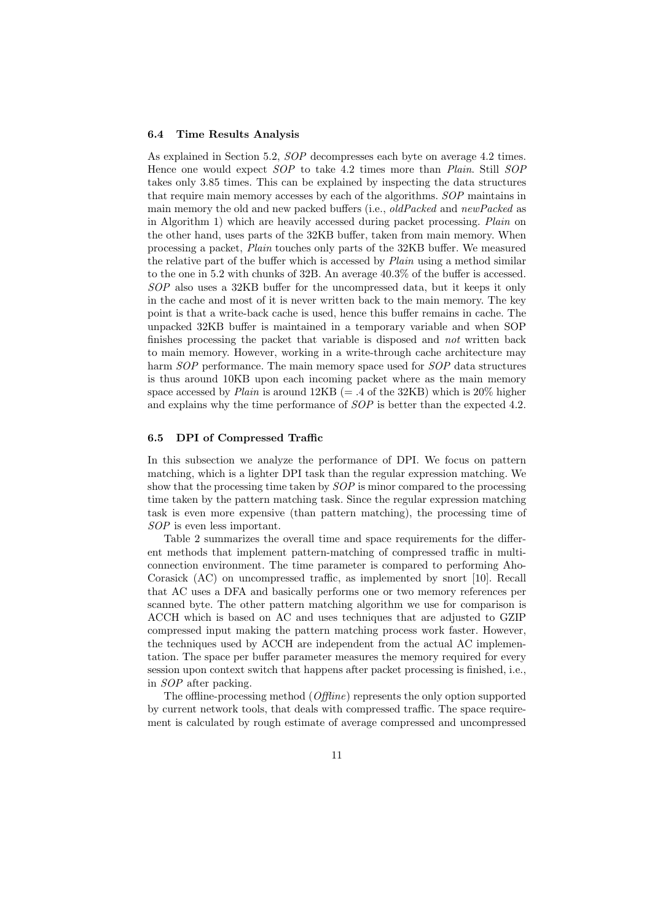### 6.4 Time Results Analysis

As explained in Section 5.2, *SOP* decompresses each byte on average 4.2 times. Hence one would expect *SOP* to take 4.2 times more than *Plain*. Still *SOP* takes only 3.85 times. This can be explained by inspecting the data structures that require main memory accesses by each of the algorithms. *SOP* maintains in main memory the old and new packed buffers (i.e., *oldPacked* and *newPacked* as in Algorithm 1) which are heavily accessed during packet processing. *Plain* on the other hand, uses parts of the 32KB buffer, taken from main memory. When processing a packet, *Plain* touches only parts of the 32KB buffer. We measured the relative part of the buffer which is accessed by *Plain* using a method similar to the one in 5.2 with chunks of 32B. An average 40.3% of the buffer is accessed. *SOP* also uses a 32KB buffer for the uncompressed data, but it keeps it only in the cache and most of it is never written back to the main memory. The key point is that a write-back cache is used, hence this buffer remains in cache. The unpacked 32KB buffer is maintained in a temporary variable and when SOP finishes processing the packet that variable is disposed and *not* written back to main memory. However, working in a write-through cache architecture may harm *SOP* performance. The main memory space used for *SOP* data structures is thus around 10KB upon each incoming packet where as the main memory space accessed by *Plain* is around 12KB (= .4 of the 32KB) which is 20% higher and explains why the time performance of *SOP* is better than the expected 4.2.

### 6.5 DPI of Compressed Traffic

In this subsection we analyze the performance of DPI. We focus on pattern matching, which is a lighter DPI task than the regular expression matching. We show that the processing time taken by *SOP* is minor compared to the processing time taken by the pattern matching task. Since the regular expression matching task is even more expensive (than pattern matching), the processing time of *SOP* is even less important.

Table 2 summarizes the overall time and space requirements for the different methods that implement pattern-matching of compressed traffic in multi-connection environment. The time parameter is compared to performing Aho-Corasick (AC) on uncompressed traffic, as implemented by snort [10]. Recall that AC uses a DFA and basically performs one or two memory references per scanned byte. The other pattern matching algorithm we use for comparison is ACCH which is based on AC and uses techniques that are adjusted to GZIP compressed input making the pattern matching process work faster. However, the techniques used by ACCH are independent from the actual AC implementation. The space per buffer parameter measures the memory required for every session upon context switch that happens after packet processing is finished, i.e., in *SOP* after packing.

The offline-processing method (*Offline*) represents the only option supported by current network tools, that deals with compressed traffic. The space requirement is calculated by rough estimate of average compressed and uncompressed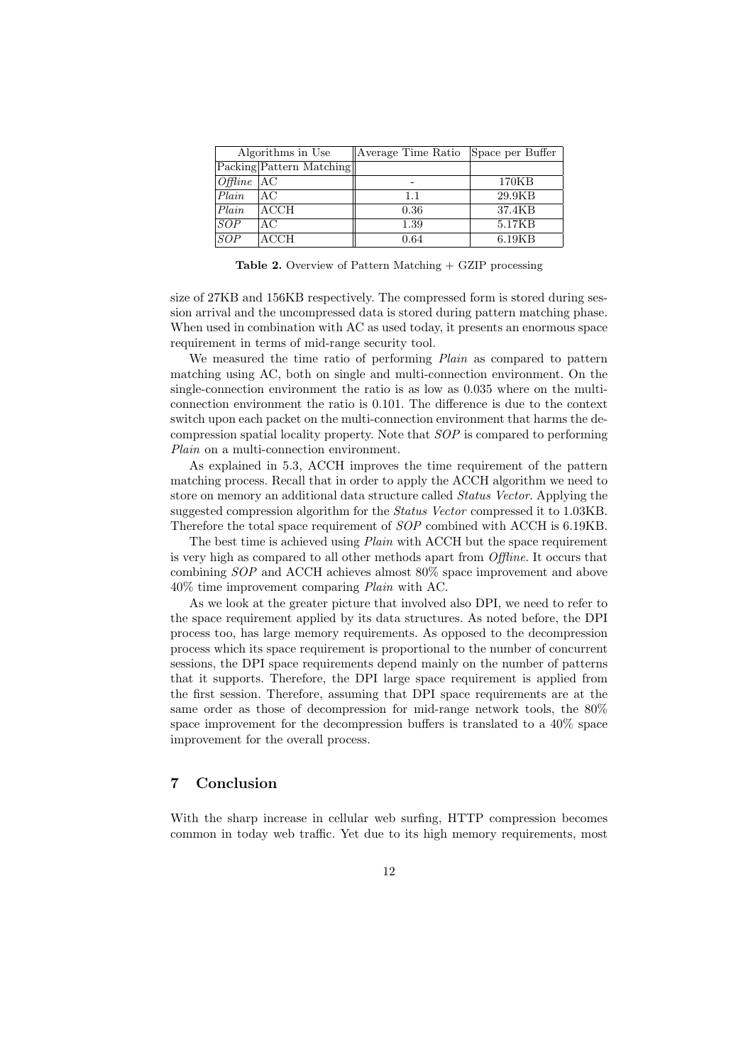| Algorithms in Use | | Average Time Ratio | Space per Buffer |
|---|---|---|---|
| Packing | Pattern Matching | | |
| *Offline* | AC | - | 170KB |
| *Plain* | AC | 1.1 | 29.9KB |
| *Plain* | ACCH | 0.36 | 37.4KB |
| *SOP* | AC | 1.39 | 5.17KB |
| *SOP* | ACCH | 0.64 | 6.19KB |

**Table 2.** Overview of Pattern Matching + GZIP processing

size of 27KB and 156KB respectively. The compressed form is stored during session arrival and the uncompressed data is stored during pattern matching phase. When used in combination with AC as used today, it presents an enormous space requirement in terms of mid-range security tool.

We measured the time ratio of performing *Plain* as compared to pattern matching using AC, both on single and multi-connection environment. On the single-connection environment the ratio is as low as 0.035 where on the multi-connection environment the ratio is 0.101. The difference is due to the context switch upon each packet on the multi-connection environment that harms the decompression spatial locality property. Note that *SOP* is compared to performing *Plain* on a multi-connection environment.

As explained in 5.3, ACCH improves the time requirement of the pattern matching process. Recall that in order to apply the ACCH algorithm we need to store on memory an additional data structure called *Status Vector*. Applying the suggested compression algorithm for the *Status Vector* compressed it to 1.03KB. Therefore the total space requirement of *SOP* combined with ACCH is 6.19KB.

The best time is achieved using *Plain* with ACCH but the space requirement is very high as compared to all other methods apart from *Offline*. It occurs that combining *SOP* and ACCH achieves almost 80% space improvement and above 40% time improvement comparing *Plain* with AC.

As we look at the greater picture that involved also DPI, we need to refer to the space requirement applied by its data structures. As noted before, the DPI process too, has large memory requirements. As opposed to the decompression process which its space requirement is proportional to the number of concurrent sessions, the DPI space requirements depend mainly on the number of patterns that it supports. Therefore, the DPI large space requirement is applied from the first session. Therefore, assuming that DPI space requirements are at the same order as those of decompression for mid-range network tools, the 80% space improvement for the decompression buffers is translated to a 40% space improvement for the overall process.

## 7 Conclusion

With the sharp increase in cellular web surfing, HTTP compression becomes common in today web traffic. Yet due to its high memory requirements, most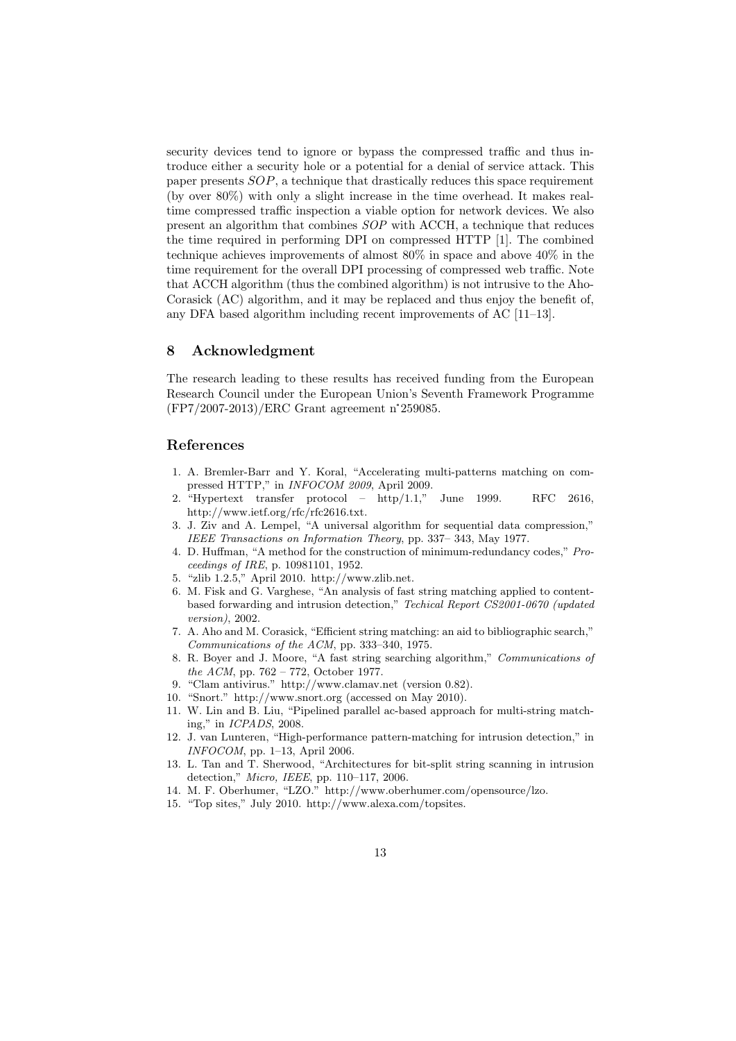security devices tend to ignore or bypass the compressed traffic and thus introduce either a security hole or a potential for a denial of service attack. This paper presents *SOP*, a technique that drastically reduces this space requirement (by over 80%) with only a slight increase in the time overhead. It makes real-time compressed traffic inspection a viable option for network devices. We also present an algorithm that combines *SOP* with ACCH, a technique that reduces the time required in performing DPI on compressed HTTP [1]. The combined technique achieves improvements of almost 80% in space and above 40% in the time requirement for the overall DPI processing of compressed web traffic. Note that ACCH algorithm (thus the combined algorithm) is not intrusive to the Aho-Corasick (AC) algorithm, and it may be replaced and thus enjoy the benefit of, any DFA based algorithm including recent improvements of AC [11–13].

## 8 Acknowledgment

The research leading to these results has received funding from the European Research Council under the European Union's Seventh Framework Programme (FP7/2007-2013)/ERC Grant agreement n°259085.

## References

1. A. Bremler-Barr and Y. Koral, "Accelerating multi-patterns matching on compressed HTTP," in *INFOCOM 2009*, April 2009.
2. "Hypertext transfer protocol – http/1.1," June 1999. RFC 2616, http://www.ietf.org/rfc/rfc2616.txt.
3. J. Ziv and A. Lempel, "A universal algorithm for sequential data compression," *IEEE Transactions on Information Theory*, pp. 337– 343, May 1977.
4. D. Huffman, "A method for the construction of minimum-redundancy codes," *Proceedings of IRE*, p. 10981101, 1952.
5. "zlib 1.2.5," April 2010. http://www.zlib.net.
6. M. Fisk and G. Varghese, "An analysis of fast string matching applied to content-based forwarding and intrusion detection," *Techical Report CS2001-0670 (updated version)*, 2002.
7. A. Aho and M. Corasick, "Efficient string matching: an aid to bibliographic search," *Communications of the ACM*, pp. 333–340, 1975.
8. R. Boyer and J. Moore, "A fast string searching algorithm," *Communications of the ACM*, pp. 762 – 772, October 1977.
9. "Clam antivirus." http://www.clamav.net (version 0.82).
10. "Snort." http://www.snort.org (accessed on May 2010).
11. W. Lin and B. Liu, "Pipelined parallel ac-based approach for multi-string matching," in *ICPADS*, 2008.
12. J. van Lunteren, "High-performance pattern-matching for intrusion detection," in *INFOCOM*, pp. 1–13, April 2006.
13. L. Tan and T. Sherwood, "Architectures for bit-split string scanning in intrusion detection," *Micro, IEEE*, pp. 110–117, 2006.
14. M. F. Oberhumer, "LZO." http://www.oberhumer.com/opensource/lzo.
15. "Top sites," July 2010. http://www.alexa.com/topsites.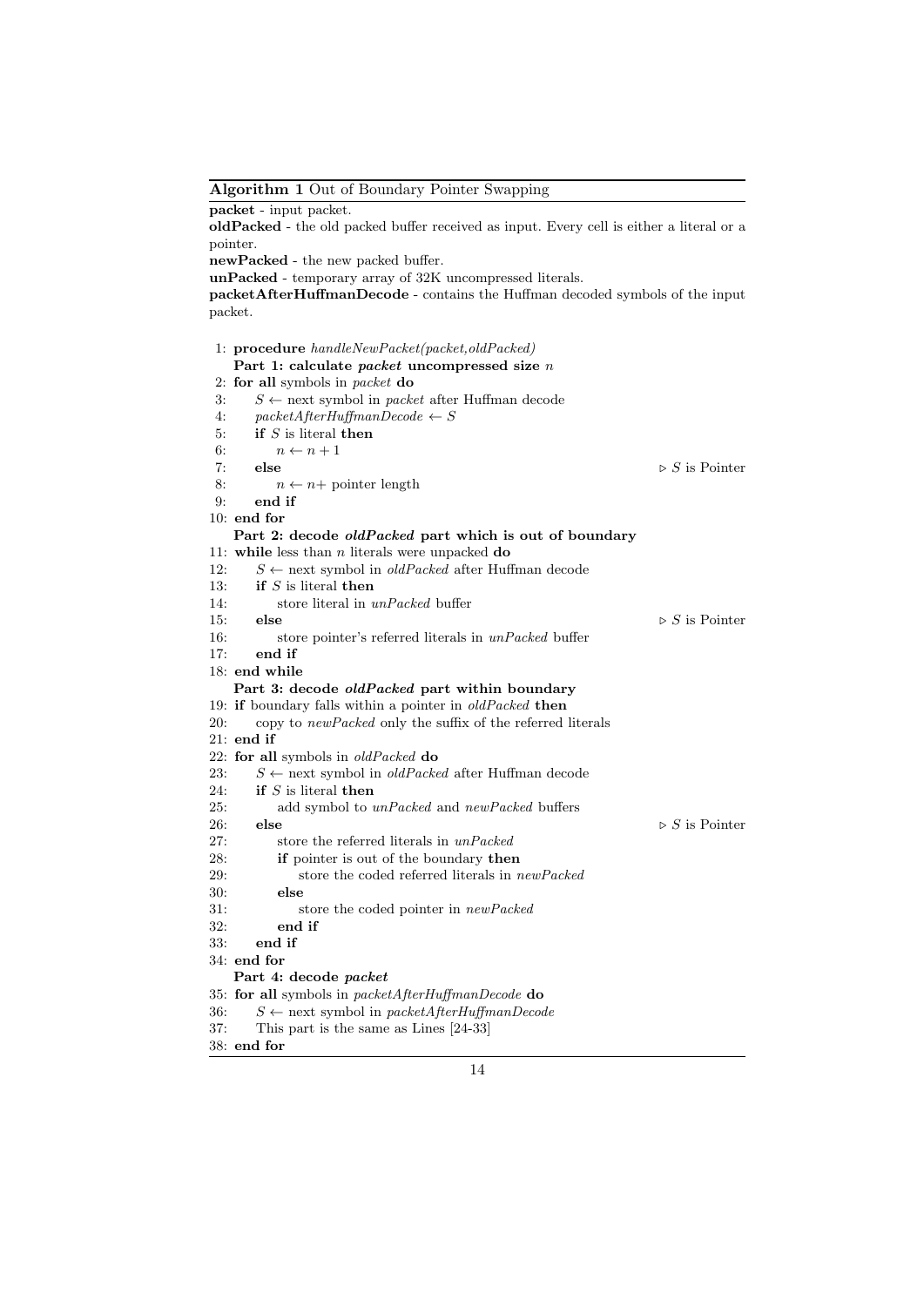**Algorithm 1** Out of Boundary Pointer Swapping

**packet** - input packet.
**oldPacked** - the old packed buffer received as input. Every cell is either a literal or a pointer.
**newPacked** - the new packed buffer.
**unPacked** - temporary array of 32K uncompressed literals.
**packetAfterHuffmanDecode** - contains the Huffman decoded symbols of the input packet.

```
 1: procedure handleNewPacket(packet,oldPacked)
    Part 1: calculate packet uncompressed size n
 2: for all symbols in packet do
 3:     S ← next symbol in packet after Huffman decode
 4:     packetAfterHuffmanDecode ← S
 5:     if S is literal then
 6:         n ← n + 1
 7:     else                                                  ▷ S is Pointer
 8:         n ← n+ pointer length
 9:     end if
10: end for
    Part 2: decode oldPacked part which is out of boundary
11: while less than n literals were unpacked do
12:     S ← next symbol in oldPacked after Huffman decode
13:     if S is literal then
14:         store literal in unPacked buffer
15:     else                                                  ▷ S is Pointer
16:         store pointer's referred literals in unPacked buffer
17:     end if
18: end while
    Part 3: decode oldPacked part within boundary
19: if boundary falls within a pointer in oldPacked then
20:     copy to newPacked only the suffix of the referred literals
21: end if
22: for all symbols in oldPacked do
23:     S ← next symbol in oldPacked after Huffman decode
24:     if S is literal then
25:         add symbol to unPacked and newPacked buffers
26:     else                                                  ▷ S is Pointer
27:         store the referred literals in unPacked
28:         if pointer is out of the boundary then
29:             store the coded referred literals in newPacked
30:         else
31:             store the coded pointer in newPacked
32:         end if
33:     end if
34: end for
    Part 4: decode packet
35: for all symbols in packetAfterHuffmanDecode do
36:     S ← next symbol in packetAfterHuffmanDecode
37:     This part is the same as Lines [24-33]
38: end for
```